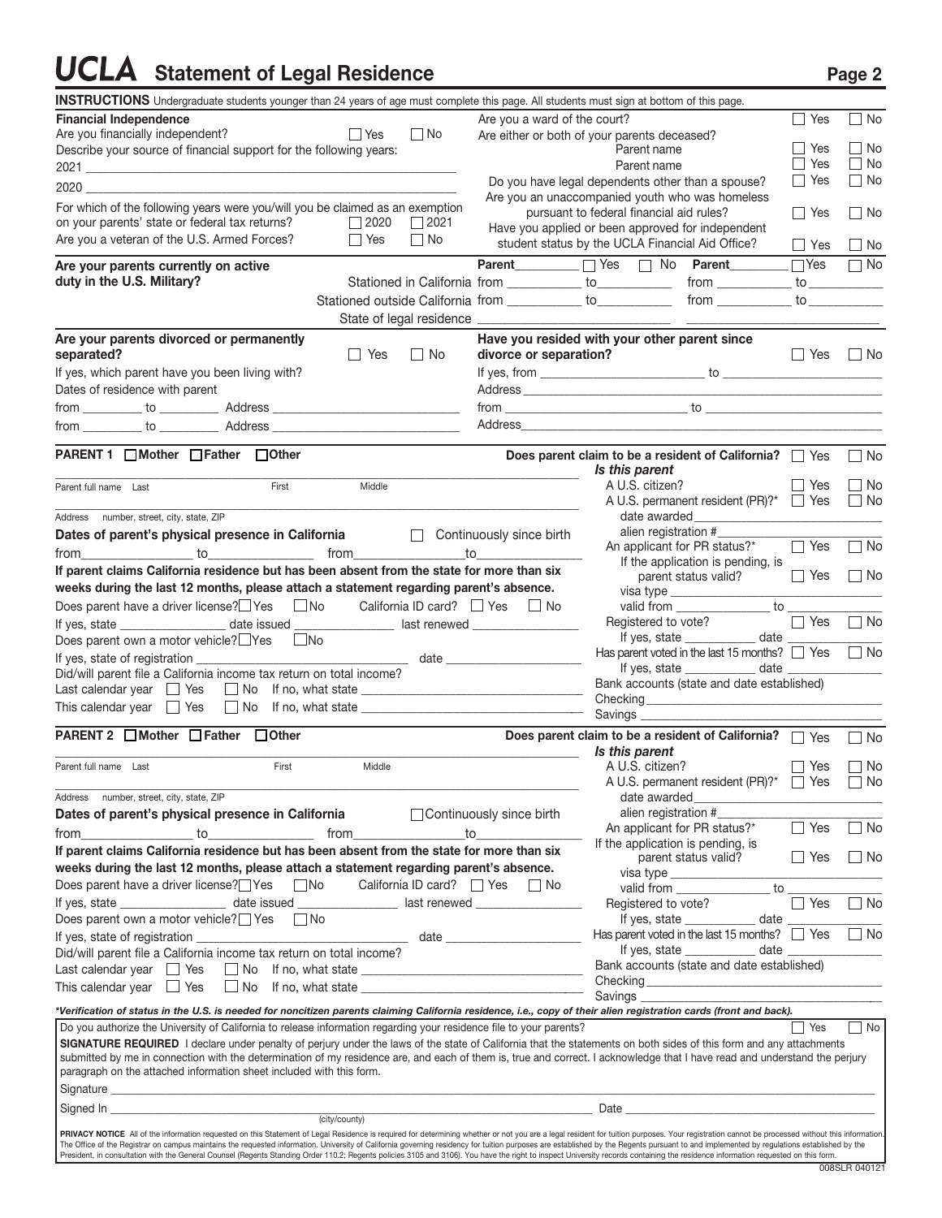# UCLA Statement of Legal Residence

**INSTRUCTIONS** Undergraduate students younger than 24 years of age must complete this page. All students must sign at bottom of this page.

**Financial Independence**

Are you financially independent? ☐ Yes ☐ No

Describe your source of financial support for the following years:

2021 ____________________

2020 ____________________

For which of the following years were you/will you be claimed as an exemption on your parents' state or federal tax returns? ☐ 2020 ☐ 2021

Are you a veteran of the U.S. Armed Forces? ☐ Yes ☐ No

Are you a ward of the court? ☐ Yes ☐ No

Are either or both of your parents deceased?

Parent name ☐ Yes ☐ No

Parent name ☐ Yes ☐ No

Do you have legal dependents other than a spouse? ☐ Yes ☐ No

Are you an unaccompanied youth who was homeless pursuant to federal financial aid rules? ☐ Yes ☐ No

Have you applied or been approved for independent student status by the UCLA Financial Aid Office? ☐ Yes ☐ No

**Are your parents currently on active duty in the U.S. Military?**

**Parent**__________ ☐ Yes ☐ No **Parent**__________ ☐ Yes ☐ No

Stationed in California from __________ to __________ from __________ to __________

Stationed outside California from __________ to __________ from __________ to __________

State of legal residence __________ __________

**Are your parents divorced or permanently separated?** ☐ Yes ☐ No

If yes, which parent have you been living with?

Dates of residence with parent

from ________ to ________ Address ____________________

from ________ to ________ Address ____________________

**Have you resided with your other parent since divorce or separation?** ☐ Yes ☐ No

If yes, from ____________________ to ____________________

Address ____________________

from ____________________ to ____________________

Address ____________________

**PARENT 1** ☐ **Mother** ☐ **Father** ☐ **Other**

Parent full name Last First Middle

Address number, street, city, state, ZIP

**Dates of parent's physical presence in California** ☐ Continuously since birth

from__________ to__________ from__________ to__________

**If parent claims California residence but has been absent from the state for more than six weeks during the last 12 months, please attach a statement regarding parent's absence.**

Does parent have a driver license? ☐ Yes ☐ No California ID card? ☐ Yes ☐ No

If yes, state __________ date issued __________ last renewed __________

Does parent own a motor vehicle? ☐ Yes ☐ No

If yes, state of registration __________ date __________

Did/will parent file a California income tax return on total income?

Last calendar year ☐ Yes ☐ No If no, what state __________

This calendar year ☐ Yes ☐ No If no, what state __________

**Does parent claim to be a resident of California?** ☐ Yes ☐ No

***Is this parent***

A U.S. citizen? ☐ Yes ☐ No

A U.S. permanent resident (PR)?* ☐ Yes ☐ No

date awarded __________

alien registration # __________

An applicant for PR status?* ☐ Yes ☐ No

If the application is pending, is parent status valid? ☐ Yes ☐ No

visa type __________

valid from __________ to __________

Registered to vote? ☐ Yes ☐ No

If yes, state __________ date __________

Has parent voted in the last 15 months? ☐ Yes ☐ No

If yes, state __________ date __________

Bank accounts (state and date established)

Checking __________

Savings __________

**PARENT 2** ☐ **Mother** ☐ **Father** ☐ **Other**

Parent full name Last First Middle

Address number, street, city, state, ZIP

**Dates of parent's physical presence in California** ☐ Continuously since birth

from__________ to__________ from__________ to__________

**If parent claims California residence but has been absent from the state for more than six weeks during the last 12 months, please attach a statement regarding parent's absence.**

Does parent have a driver license? ☐ Yes ☐ No California ID card? ☐ Yes ☐ No

If yes, state __________ date issued __________ last renewed __________

Does parent own a motor vehicle? ☐ Yes ☐ No

If yes, state of registration __________ date __________

Did/will parent file a California income tax return on total income?

Last calendar year ☐ Yes ☐ No If no, what state __________

This calendar year ☐ Yes ☐ No If no, what state __________

**Does parent claim to be a resident of California?** ☐ Yes ☐ No

***Is this parent***

A U.S. citizen? ☐ Yes ☐ No

A U.S. permanent resident (PR)?* ☐ Yes ☐ No

date awarded __________

alien registration # __________

An applicant for PR status?* ☐ Yes ☐ No

If the application is pending, is parent status valid? ☐ Yes ☐ No

visa type __________

valid from __________ to __________

Registered to vote? ☐ Yes ☐ No

If yes, state __________ date __________

Has parent voted in the last 15 months? ☐ Yes ☐ No

If yes, state __________ date __________

Bank accounts (state and date established)

Checking __________

Savings __________

****Verification of status in the U.S. is needed for noncitizen parents claiming California residence, i.e., copy of their alien registration cards (front and back).***

Do you authorize the University of California to release information regarding your residence file to your parents? ☐ Yes ☐ No

**SIGNATURE REQUIRED** I declare under penalty of perjury under the laws of the state of California that the statements on both sides of this form and any attachments submitted by me in connection with the determination of my residence are, and each of them is, true and correct. I acknowledge that I have read and understand the perjury paragraph on the attached information sheet included with this form.

Signature ____________________

Signed In ____________________ (city/county) Date ____________________

**PRIVACY NOTICE** All of the information requested on this Statement of Legal Residence is required for determining whether or not you are a legal resident for tuition purposes. Your registration cannot be processed without this information. The Office of the Registrar on campus maintains the requested information. University of California governing residency for tuition purposes are established by the Regents pursuant to and implemented by regulations established by the President, in consultation with the General Counsel (Regents Standing Order 110.2; Regents policies 3105 and 3106). You have the right to inspect University records containing the residence information requested on this form.

008SLR 040121